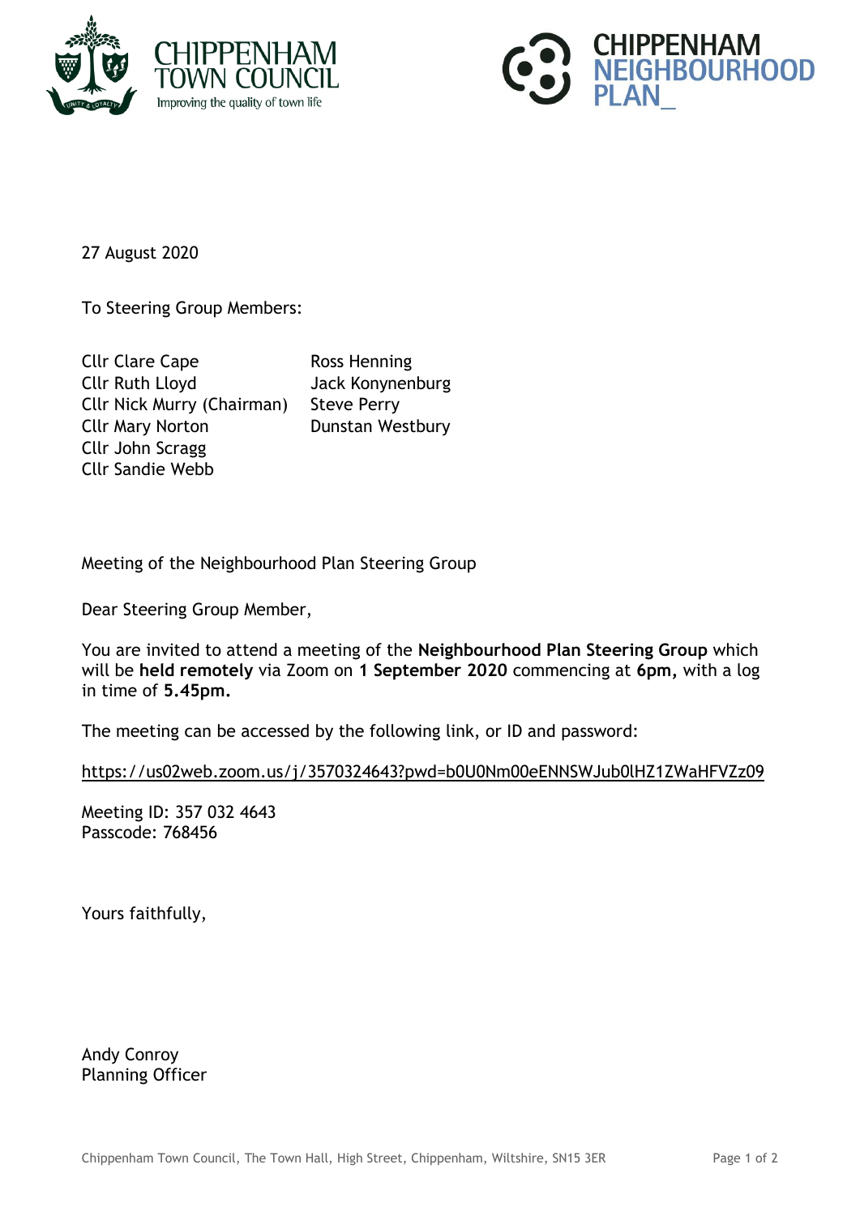CHIPPENHAM TOWN COUNCIL
Improving the quality of town life

CHIPPENHAM NEIGHBOURHOOD PLAN_

27 August 2020

To Steering Group Members:

| | |
|---|---|
| Cllr Clare Cape | Ross Henning |
| Cllr Ruth Lloyd | Jack Konynenburg |
| Cllr Nick Murry (Chairman) | Steve Perry |
| Cllr Mary Norton | Dunstan Westbury |
| Cllr John Scragg | |
| Cllr Sandie Webb | |

Meeting of the Neighbourhood Plan Steering Group

Dear Steering Group Member,

You are invited to attend a meeting of the **Neighbourhood Plan Steering Group** which will be **held remotely** via Zoom on **1 September 2020** commencing at **6pm,** with a log in time of **5.45pm.**

The meeting can be accessed by the following link, or ID and password:

https://us02web.zoom.us/j/3570324643?pwd=b0U0Nm00eENNSWJub0lHZ1ZWaHFVZz09

Meeting ID: 357 032 4643
Passcode: 768456

Yours faithfully,

Andy Conroy
Planning Officer

Chippenham Town Council, The Town Hall, High Street, Chippenham, Wiltshire, SN15 3ER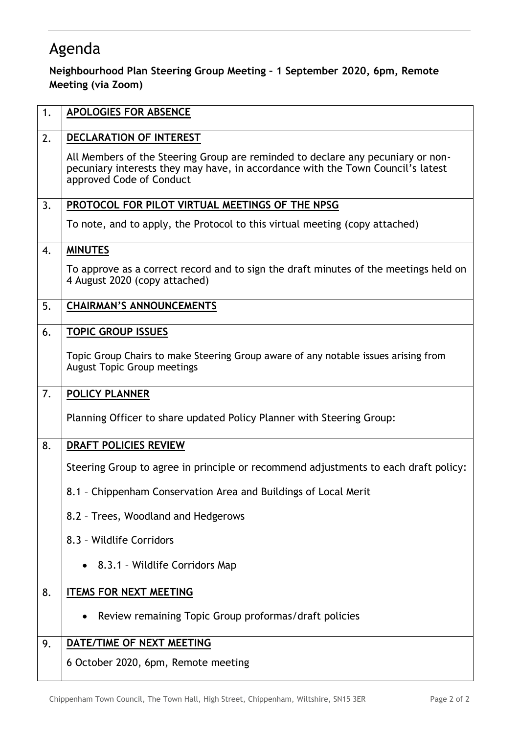# Agenda

**Neighbourhood Plan Steering Group Meeting – 1 September 2020, 6pm, Remote Meeting (via Zoom)**

| | |
|---|---|
| 1. | **APOLOGIES FOR ABSENCE** |
| 2. | **DECLARATION OF INTEREST**<br><br>All Members of the Steering Group are reminded to declare any pecuniary or non-pecuniary interests they may have, in accordance with the Town Council's latest approved Code of Conduct |
| 3. | **PROTOCOL FOR PILOT VIRTUAL MEETINGS OF THE NPSG**<br><br>To note, and to apply, the Protocol to this virtual meeting (copy attached) |
| 4. | **MINUTES**<br><br>To approve as a correct record and to sign the draft minutes of the meetings held on 4 August 2020 (copy attached) |
| 5. | **CHAIRMAN'S ANNOUNCEMENTS** |
| 6. | **TOPIC GROUP ISSUES**<br><br>Topic Group Chairs to make Steering Group aware of any notable issues arising from August Topic Group meetings |
| 7. | **POLICY PLANNER**<br><br>Planning Officer to share updated Policy Planner with Steering Group: |
| 8. | **DRAFT POLICIES REVIEW**<br><br>Steering Group to agree in principle or recommend adjustments to each draft policy:<br><br>8.1 – Chippenham Conservation Area and Buildings of Local Merit<br><br>8.2 – Trees, Woodland and Hedgerows<br><br>8.3 – Wildlife Corridors<br><br>• 8.3.1 – Wildlife Corridors Map |
| 8. | **ITEMS FOR NEXT MEETING**<br><br>• Review remaining Topic Group proformas/draft policies |
| 9. | **DATE/TIME OF NEXT MEETING**<br><br>6 October 2020, 6pm, Remote meeting |

Chippenham Town Council, The Town Hall, High Street, Chippenham, Wiltshire, SN15 3ER